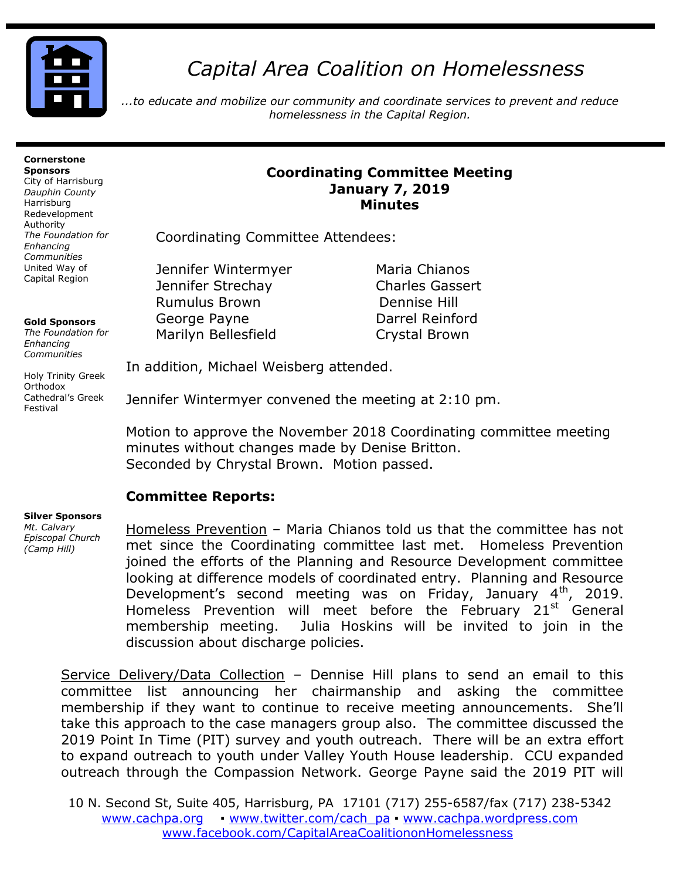# Capital Area Coalition on Homelessness

*...to educate and mobilize our community and coordinate services to prevent and reduce homelessness in the Capital Region.*

**Cornerstone Sponsors**
City of Harrisburg
*Dauphin County*
Harrisburg Redevelopment Authority
*The Foundation for Enhancing Communities*
United Way of Capital Region

**Gold Sponsors**
*The Foundation for Enhancing Communities*

Holy Trinity Greek Orthodox Cathedral's Greek Festival

**Silver Sponsors**
*Mt. Calvary Episcopal Church (Camp Hill)*

## Coordinating Committee Meeting
## January 7, 2019
## Minutes

Coordinating Committee Attendees:

| | |
|---|---|
| Jennifer Wintermyer | Maria Chianos |
| Jennifer Strechay | Charles Gassert |
| Rumulus Brown | Dennise Hill |
| George Payne | Darrel Reinford |
| Marilyn Bellesfield | Crystal Brown |

In addition, Michael Weisberg attended.

Jennifer Wintermyer convened the meeting at 2:10 pm.

Motion to approve the November 2018 Coordinating committee meeting minutes without changes made by Denise Britton.
Seconded by Chrystal Brown. Motion passed.

### Committee Reports:

Homeless Prevention – Maria Chianos told us that the committee has not met since the Coordinating committee last met. Homeless Prevention joined the efforts of the Planning and Resource Development committee looking at difference models of coordinated entry. Planning and Resource Development's second meeting was on Friday, January 4th, 2019. Homeless Prevention will meet before the February 21st General membership meeting. Julia Hoskins will be invited to join in the discussion about discharge policies.

Service Delivery/Data Collection – Dennise Hill plans to send an email to this committee list announcing her chairmanship and asking the committee membership if they want to continue to receive meeting announcements. She'll take this approach to the case managers group also. The committee discussed the 2019 Point In Time (PIT) survey and youth outreach. There will be an extra effort to expand outreach to youth under Valley Youth House leadership. CCU expanded outreach through the Compassion Network. George Payne said the 2019 PIT will

10 N. Second St, Suite 405, Harrisburg, PA 17101 (717) 255-6587/fax (717) 238-5342
www.cachpa.org ▪ www.twitter.com/cach_pa ▪ www.cachpa.wordpress.com
www.facebook.com/CapitalAreaCoalitiononHomelessness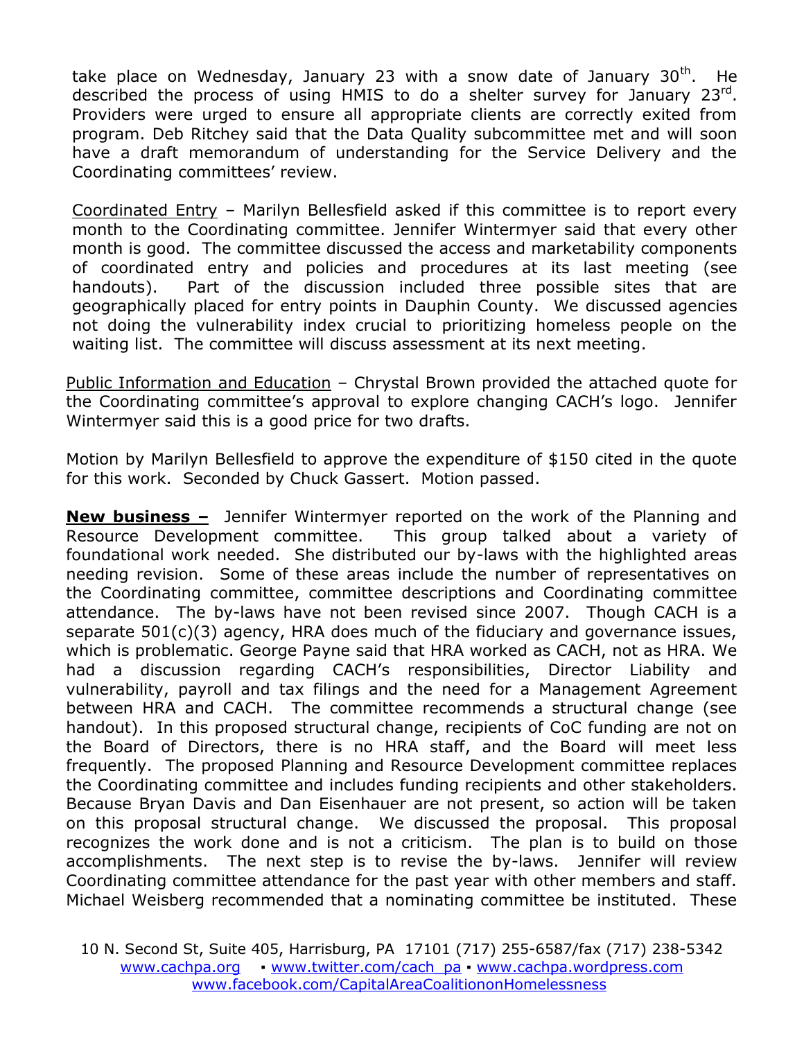take place on Wednesday, January 23 with a snow date of January 30th. He described the process of using HMIS to do a shelter survey for January 23rd. Providers were urged to ensure all appropriate clients are correctly exited from program. Deb Ritchey said that the Data Quality subcommittee met and will soon have a draft memorandum of understanding for the Service Delivery and the Coordinating committees' review.

Coordinated Entry – Marilyn Bellesfield asked if this committee is to report every month to the Coordinating committee. Jennifer Wintermyer said that every other month is good. The committee discussed the access and marketability components of coordinated entry and policies and procedures at its last meeting (see handouts). Part of the discussion included three possible sites that are geographically placed for entry points in Dauphin County. We discussed agencies not doing the vulnerability index crucial to prioritizing homeless people on the waiting list. The committee will discuss assessment at its next meeting.

Public Information and Education – Chrystal Brown provided the attached quote for the Coordinating committee's approval to explore changing CACH's logo. Jennifer Wintermyer said this is a good price for two drafts.

Motion by Marilyn Bellesfield to approve the expenditure of $150 cited in the quote for this work. Seconded by Chuck Gassert. Motion passed.

**New business –** Jennifer Wintermyer reported on the work of the Planning and Resource Development committee. This group talked about a variety of foundational work needed. She distributed our by-laws with the highlighted areas needing revision. Some of these areas include the number of representatives on the Coordinating committee, committee descriptions and Coordinating committee attendance. The by-laws have not been revised since 2007. Though CACH is a separate 501(c)(3) agency, HRA does much of the fiduciary and governance issues, which is problematic. George Payne said that HRA worked as CACH, not as HRA. We had a discussion regarding CACH's responsibilities, Director Liability and vulnerability, payroll and tax filings and the need for a Management Agreement between HRA and CACH. The committee recommends a structural change (see handout). In this proposed structural change, recipients of CoC funding are not on the Board of Directors, there is no HRA staff, and the Board will meet less frequently. The proposed Planning and Resource Development committee replaces the Coordinating committee and includes funding recipients and other stakeholders. Because Bryan Davis and Dan Eisenhauer are not present, so action will be taken on this proposal structural change. We discussed the proposal. This proposal recognizes the work done and is not a criticism. The plan is to build on those accomplishments. The next step is to revise the by-laws. Jennifer will review Coordinating committee attendance for the past year with other members and staff. Michael Weisberg recommended that a nominating committee be instituted. These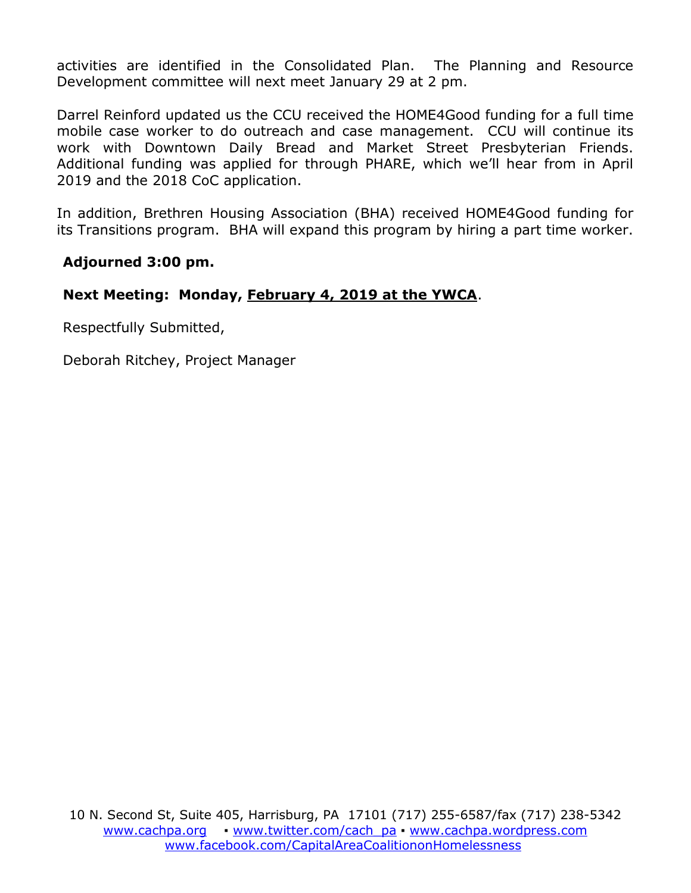activities are identified in the Consolidated Plan. The Planning and Resource Development committee will next meet January 29 at 2 pm.

Darrel Reinford updated us the CCU received the HOME4Good funding for a full time mobile case worker to do outreach and case management. CCU will continue its work with Downtown Daily Bread and Market Street Presbyterian Friends. Additional funding was applied for through PHARE, which we'll hear from in April 2019 and the 2018 CoC application.

In addition, Brethren Housing Association (BHA) received HOME4Good funding for its Transitions program. BHA will expand this program by hiring a part time worker.

**Adjourned 3:00 pm.**

**Next Meeting: Monday, February 4, 2019 at the YWCA**.

Respectfully Submitted,

Deborah Ritchey, Project Manager

10 N. Second St, Suite 405, Harrisburg, PA 17101 (717) 255-6587/fax (717) 238-5342
www.cachpa.org ▪ www.twitter.com/cach_pa ▪ www.cachpa.wordpress.com
www.facebook.com/CapitalAreaCoalitiononHomelessness